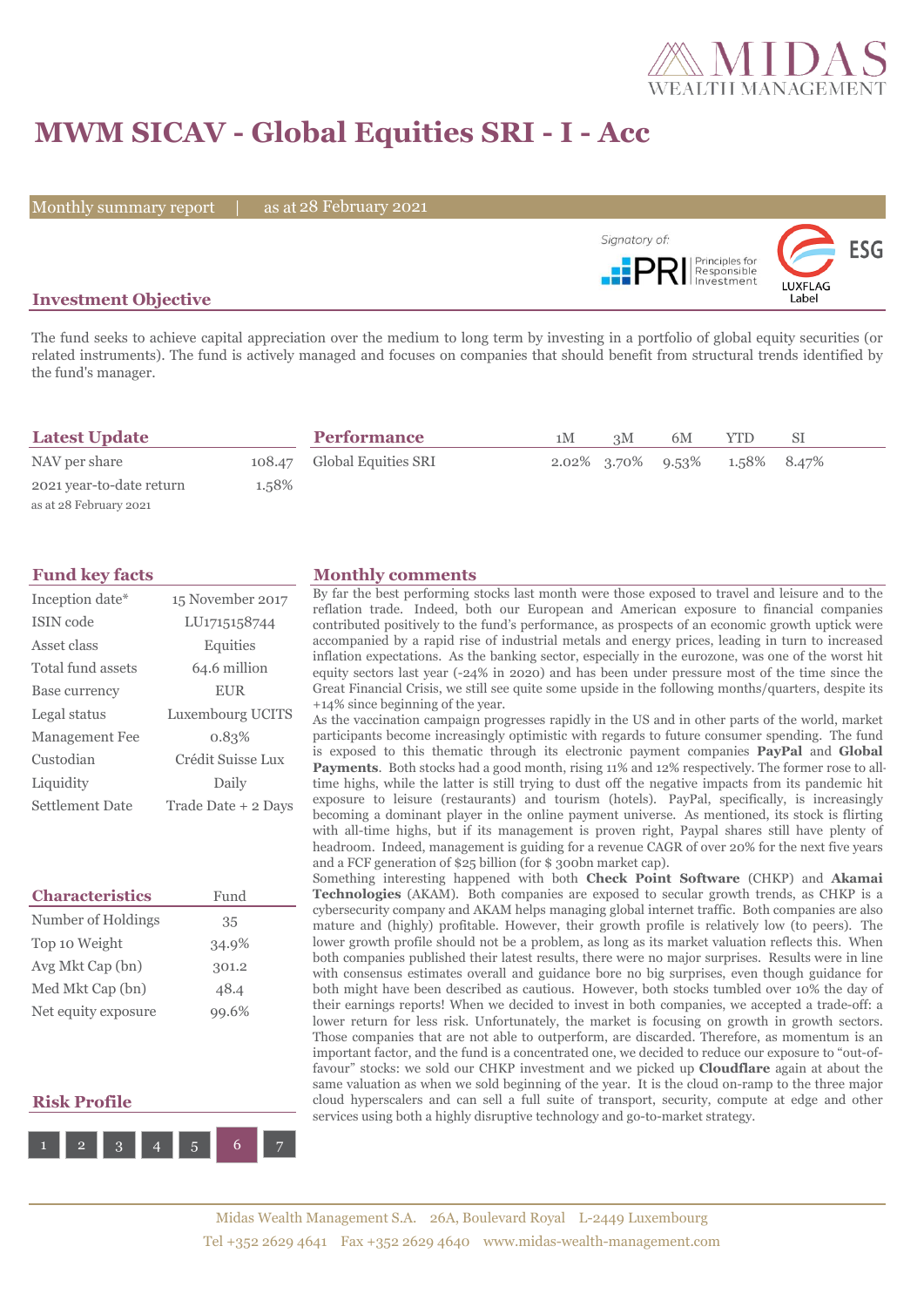# MWM SICAV - Global Equities SRI - I - Acc

Monthly summary report | as at 28 February 2021

Signatory of: PRI Principles for Responsible Investment

LUXFLAG Label ESG

## Investment Objective

The fund seeks to achieve capital appreciation over the medium to long term by investing in a portfolio of global equity securities (or related instruments). The fund is actively managed and focuses on companies that should benefit from structural trends identified by the fund's manager.

## Latest Update

| | |
|---|---|
| NAV per share | 108.47 |
| 2021 year-to-date return | 1.58% |

as at 28 February 2021

## Performance

| | 1M | 3M | 6M | YTD | SI |
|---|---|---|---|---|---|
| Global Equities SRI | 2.02% | 3.70% | 9.53% | 1.58% | 8.47% |

## Fund key facts

| | |
|---|---|
| Inception date* | 15 November 2017 |
| ISIN code | LU1715158744 |
| Asset class | Equities |
| Total fund assets | 64.6 million |
| Base currency | EUR |
| Legal status | Luxembourg UCITS |
| Management Fee | 0.83% |
| Custodian | Crédit Suisse Lux |
| Liquidity | Daily |
| Settlement Date | Trade Date + 2 Days |

## Characteristics

| | Fund |
|---|---|
| Number of Holdings | 35 |
| Top 10 Weight | 34.9% |
| Avg Mkt Cap (bn) | 301.2 |
| Med Mkt Cap (bn) | 48.4 |
| Net equity exposure | 99.6% |

## Risk Profile

1 2 3 4 5 **6** 7

## Monthly comments

By far the best performing stocks last month were those exposed to travel and leisure and to the reflation trade. Indeed, both our European and American exposure to financial companies contributed positively to the fund's performance, as prospects of an economic growth uptick were accompanied by a rapid rise of industrial metals and energy prices, leading in turn to increased inflation expectations. As the banking sector, especially in the eurozone, was one of the worst hit equity sectors last year (-24% in 2020) and has been under pressure most of the time since the Great Financial Crisis, we still see quite some upside in the following months/quarters, despite its +14% since beginning of the year.

As the vaccination campaign progresses rapidly in the US and in other parts of the world, market participants become increasingly optimistic with regards to future consumer spending. The fund is exposed to this thematic through its electronic payment companies **PayPal** and **Global Payments**. Both stocks had a good month, rising 11% and 12% respectively. The former rose to all-time highs, while the latter is still trying to dust off the negative impacts from its pandemic hit exposure to leisure (restaurants) and tourism (hotels). PayPal, specifically, is increasingly becoming a dominant player in the online payment universe. As mentioned, its stock is flirting with all-time highs, but if its management is proven right, Paypal shares still have plenty of headroom. Indeed, management is guiding for a revenue CAGR of over 20% for the next five years and a FCF generation of $25 billion (for $ 300bn market cap).

Something interesting happened with both **Check Point Software** (CHKP) and **Akamai Technologies** (AKAM). Both companies are exposed to secular growth trends, as CHKP is a cybersecurity company and AKAM helps managing global internet traffic. Both companies are also mature and (highly) profitable. However, their growth profile is relatively low (to peers). The lower growth profile should not be a problem, as long as its market valuation reflects this. When both companies published their latest results, there were no major surprises. Results were in line with consensus estimates overall and guidance bore no big surprises, even though guidance for both might have been described as cautious. However, both stocks tumbled over 10% the day of their earnings reports! When we decided to invest in both companies, we accepted a trade-off: a lower return for less risk. Unfortunately, the market is focusing on growth in growth sectors. Those companies that are not able to outperform, are discarded. Therefore, as momentum is an important factor, and the fund is a concentrated one, we decided to reduce our exposure to "out-of-favour" stocks: we sold our CHKP investment and we picked up **Cloudflare** again at about the same valuation as when we sold beginning of the year. It is the cloud on-ramp to the three major cloud hyperscalers and can sell a full suite of transport, security, compute at edge and other services using both a highly disruptive technology and go-to-market strategy.

Midas Wealth Management S.A. 26A, Boulevard Royal L-2449 Luxembourg
Tel +352 2629 4641 Fax +352 2629 4640 www.midas-wealth-management.com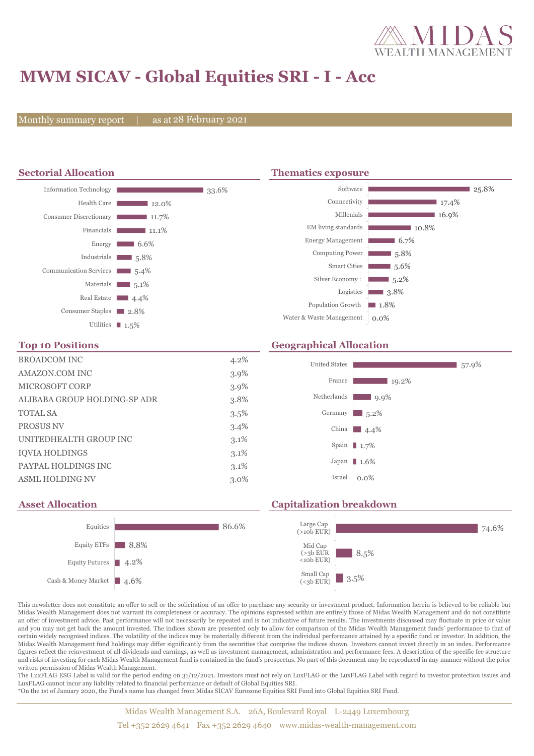# MWM SICAV - Global Equities SRI - I - Acc

Monthly summary report | as at 28 February 2021

## Sectorial Allocation

Information Technology 33.6%
Health Care 12.0%
Consumer Discretionary 11.7%
Financials 11.1%
Energy 6.6%
Industrials 5.8%
Communication Services 5.4%
Materials 5.1%
Real Estate 4.4%
Consumer Staples 2.8%
Utilities 1.5%

## Thematics exposure

Software 25.8%
Connectivity 17.4%
Millenials 16.9%
EM living standards 10.8%
Energy Management 6.7%
Computing Power 5.8%
Smart Cities 5.6%
Silver Economy : 5.2%
Logistics 3.8%
Population Growth 1.8%
Water & Waste Management 0.0%

## Top 10 Positions

| | |
|---|---|
| BROADCOM INC | 4.2% |
| AMAZON.COM INC | 3.9% |
| MICROSOFT CORP | 3.9% |
| ALIBABA GROUP HOLDING-SP ADR | 3.8% |
| TOTAL SA | 3.5% |
| PROSUS NV | 3.4% |
| UNITEDHEALTH GROUP INC | 3.1% |
| IQVIA HOLDINGS | 3.1% |
| PAYPAL HOLDINGS INC | 3.1% |
| ASML HOLDING NV | 3.0% |

## Geographical Allocation

United States 57.9%
France 19.2%
Netherlands 9.9%
Germany 5.2%
China 4.4%
Spain 1.7%
Japan 1.6%
Israel 0.0%

## Asset Allocation

Equities 86.6%
Equity ETFs 8.8%
Equity Futures 4.2%
Cash & Money Market 4.6%

## Capitalization breakdown

Large Cap (>10b EUR) 74.6%
Mid Cap (>3b EUR <10b EUR) 8.5%
Small Cap (<3b EUR) 3.5%

This newsletter does not constitute an offer to sell or the solicitation of an offer to purchase any security or investment product. Information herein is believed to be reliable but Midas Wealth Management does not warrant its completeness or accuracy. The opinions expressed within are entirely those of Midas Wealth Management and do not constitute an offer of investment advice. Past performance will not necessarily be repeated and is not indicative of future results. The investments discussed may fluctuate in price or value and you may not get back the amount invested. The indices shown are presented only to allow for comparison of the Midas Wealth Management funds' performance to that of certain widely recognised indices. The volatility of the indices may be materially different from the individual performance attained by a specific fund or investor. In addition, the Midas Wealth Management fund holdings may differ significantly from the securities that comprise the indices shown. Investors cannot invest directly in an index. Performance figures reflect the reinvestment of all dividends and earnings, as well as investment management, administration and performance fees. A description of the specific fee structure and risks of investing for each Midas Wealth Management fund is contained in the fund's prospectus. No part of this document may be reproduced in any manner without the prior written permission of Midas Wealth Management.

The LuxFLAG ESG Label is valid for the period ending on 31/12/2021. Investors must not rely on LuxFLAG or the LuxFLAG Label with regard to investor protection issues and LuxFLAG cannot incur any liability related to financial performance or default of Global Equities SRI.

*On the 1st of January 2020, the Fund's name has changed from Midas SICAV Eurozone Equities SRI Fund into Global Equities SRI Fund.

Midas Wealth Management S.A. 26A, Boulevard Royal L-2449 Luxembourg
Tel +352 2629 4641 Fax +352 2629 4640 www.midas-wealth-management.com